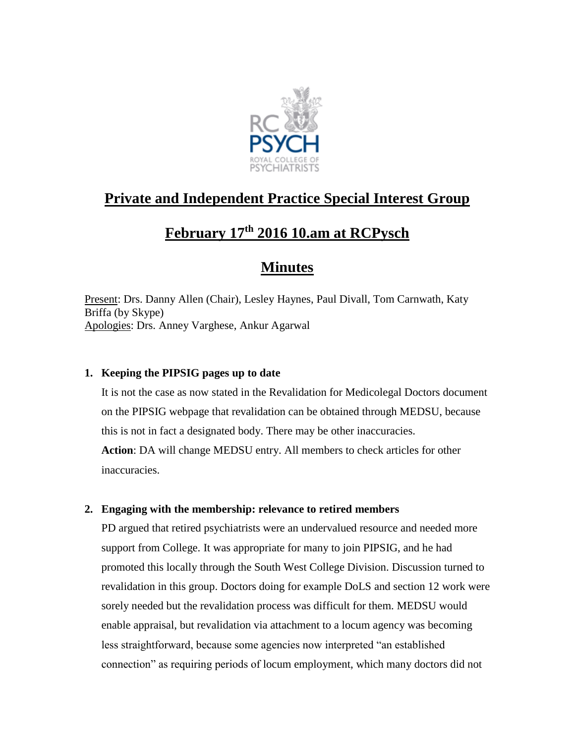# Private and Independent Practice Special Interest Group

## February 17th 2016 10.am at RCPysch

## Minutes

Present: Drs. Danny Allen (Chair), Lesley Haynes, Paul Divall, Tom Carnwath, Katy Briffa (by Skype)
Apologies: Drs. Anney Varghese, Ankur Agarwal

**1. Keeping the PIPSIG pages up to date**

It is not the case as now stated in the Revalidation for Medicolegal Doctors document on the PIPSIG webpage that revalidation can be obtained through MEDSU, because this is not in fact a designated body. There may be other inaccuracies.

**Action**: DA will change MEDSU entry. All members to check articles for other inaccuracies.

**2. Engaging with the membership: relevance to retired members**

PD argued that retired psychiatrists were an undervalued resource and needed more support from College. It was appropriate for many to join PIPSIG, and he had promoted this locally through the South West College Division. Discussion turned to revalidation in this group. Doctors doing for example DoLS and section 12 work were sorely needed but the revalidation process was difficult for them. MEDSU would enable appraisal, but revalidation via attachment to a locum agency was becoming less straightforward, because some agencies now interpreted "an established connection" as requiring periods of locum employment, which many doctors did not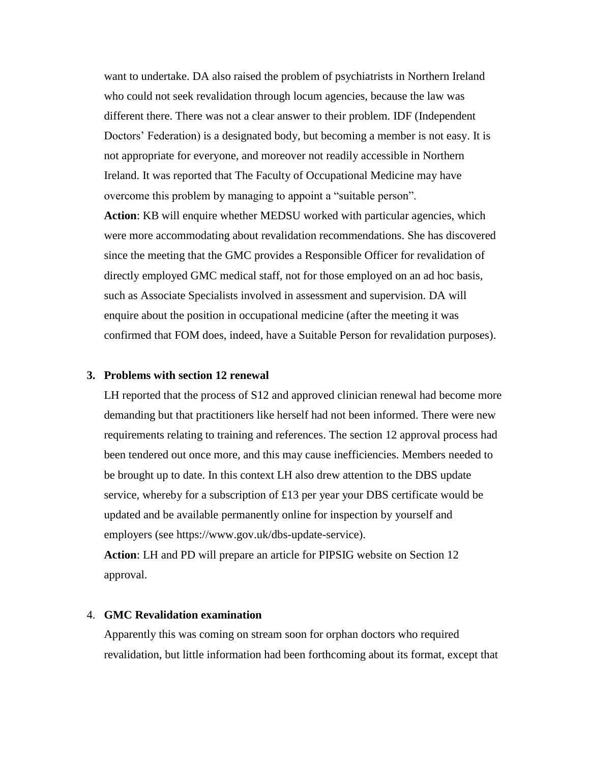want to undertake. DA also raised the problem of psychiatrists in Northern Ireland who could not seek revalidation through locum agencies, because the law was different there. There was not a clear answer to their problem. IDF (Independent Doctors' Federation) is a designated body, but becoming a member is not easy. It is not appropriate for everyone, and moreover not readily accessible in Northern Ireland. It was reported that The Faculty of Occupational Medicine may have overcome this problem by managing to appoint a "suitable person".

**Action**: KB will enquire whether MEDSU worked with particular agencies, which were more accommodating about revalidation recommendations. She has discovered since the meeting that the GMC provides a Responsible Officer for revalidation of directly employed GMC medical staff, not for those employed on an ad hoc basis, such as Associate Specialists involved in assessment and supervision. DA will enquire about the position in occupational medicine (after the meeting it was confirmed that FOM does, indeed, have a Suitable Person for revalidation purposes).

3. **Problems with section 12 renewal**

LH reported that the process of S12 and approved clinician renewal had become more demanding but that practitioners like herself had not been informed. There were new requirements relating to training and references. The section 12 approval process had been tendered out once more, and this may cause inefficiencies. Members needed to be brought up to date. In this context LH also drew attention to the DBS update service, whereby for a subscription of £13 per year your DBS certificate would be updated and be available permanently online for inspection by yourself and employers (see https://www.gov.uk/dbs-update-service).

**Action**: LH and PD will prepare an article for PIPSIG website on Section 12 approval.

4. **GMC Revalidation examination**

Apparently this was coming on stream soon for orphan doctors who required revalidation, but little information had been forthcoming about its format, except that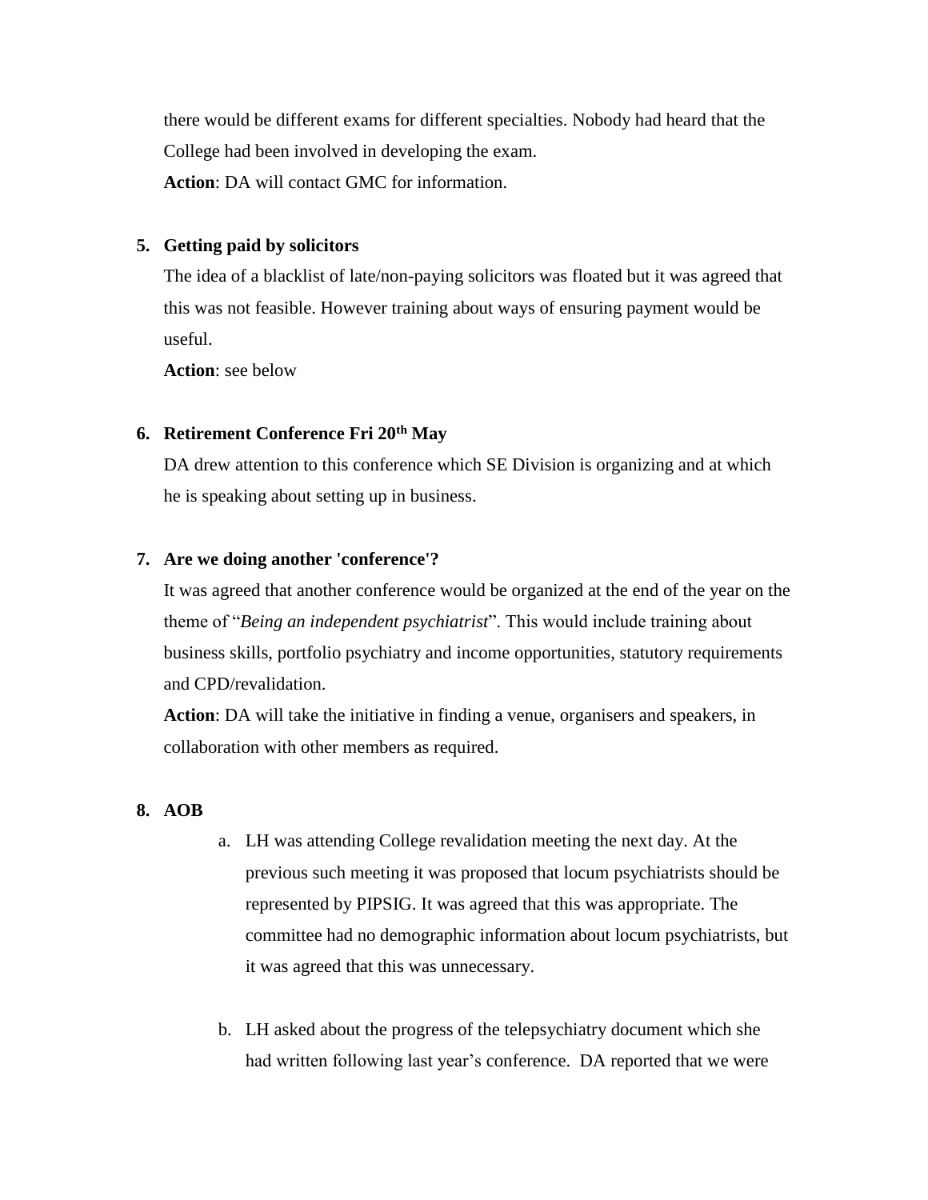there would be different exams for different specialties. Nobody had heard that the College had been involved in developing the exam.

**Action**: DA will contact GMC for information.

5. **Getting paid by solicitors**

   The idea of a blacklist of late/non-paying solicitors was floated but it was agreed that this was not feasible. However training about ways of ensuring payment would be useful.

   **Action**: see below

6. **Retirement Conference Fri 20th May**

   DA drew attention to this conference which SE Division is organizing and at which he is speaking about setting up in business.

7. **Are we doing another 'conference'?**

   It was agreed that another conference would be organized at the end of the year on the theme of "*Being an independent psychiatrist*". This would include training about business skills, portfolio psychiatry and income opportunities, statutory requirements and CPD/revalidation.

   **Action**: DA will take the initiative in finding a venue, organisers and speakers, in collaboration with other members as required.

8. **AOB**

   a. LH was attending College revalidation meeting the next day. At the previous such meeting it was proposed that locum psychiatrists should be represented by PIPSIG. It was agreed that this was appropriate. The committee had no demographic information about locum psychiatrists, but it was agreed that this was unnecessary.

   b. LH asked about the progress of the telepsychiatry document which she had written following last year's conference. DA reported that we were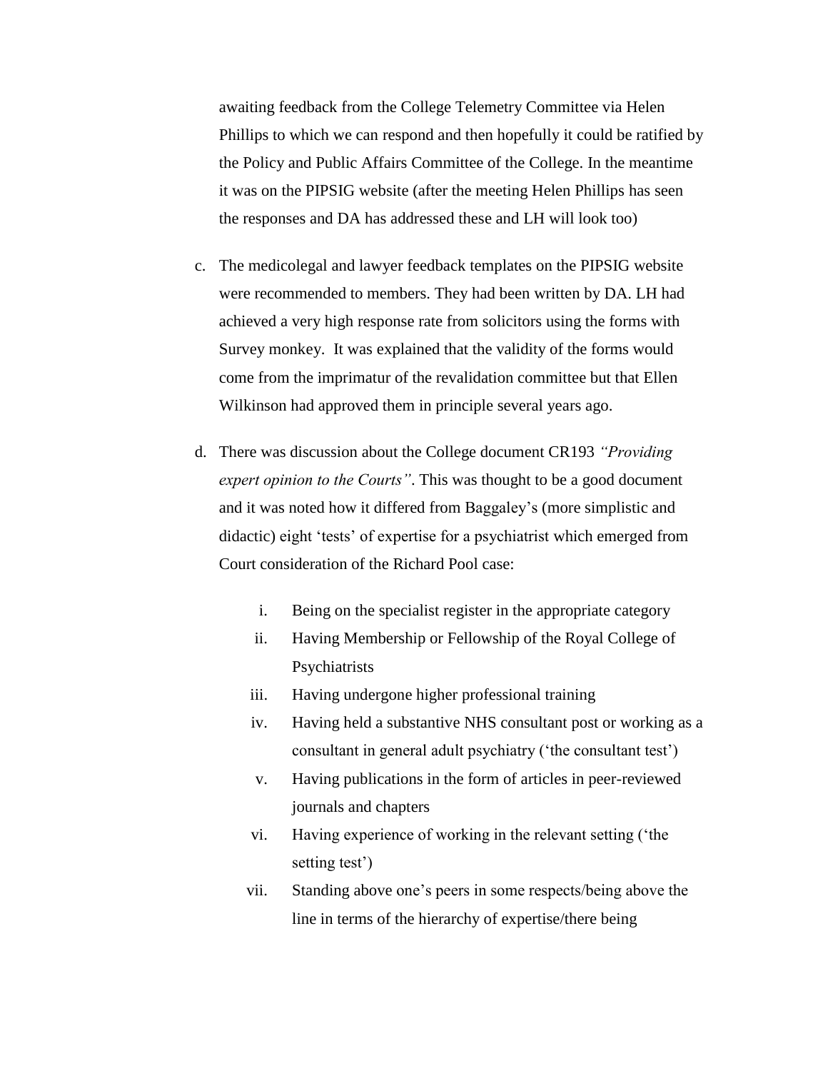awaiting feedback from the College Telemetry Committee via Helen Phillips to which we can respond and then hopefully it could be ratified by the Policy and Public Affairs Committee of the College. In the meantime it was on the PIPSIG website (after the meeting Helen Phillips has seen the responses and DA has addressed these and LH will look too)

c. The medicolegal and lawyer feedback templates on the PIPSIG website were recommended to members. They had been written by DA. LH had achieved a very high response rate from solicitors using the forms with Survey monkey. It was explained that the validity of the forms would come from the imprimatur of the revalidation committee but that Ellen Wilkinson had approved them in principle several years ago.

d. There was discussion about the College document CR193 *"Providing expert opinion to the Courts"*. This was thought to be a good document and it was noted how it differed from Baggaley's (more simplistic and didactic) eight 'tests' of expertise for a psychiatrist which emerged from Court consideration of the Richard Pool case:

    i. Being on the specialist register in the appropriate category
    ii. Having Membership or Fellowship of the Royal College of Psychiatrists
    iii. Having undergone higher professional training
    iv. Having held a substantive NHS consultant post or working as a consultant in general adult psychiatry ('the consultant test')
    v. Having publications in the form of articles in peer-reviewed journals and chapters
    vi. Having experience of working in the relevant setting ('the setting test')
    vii. Standing above one's peers in some respects/being above the line in terms of the hierarchy of expertise/there being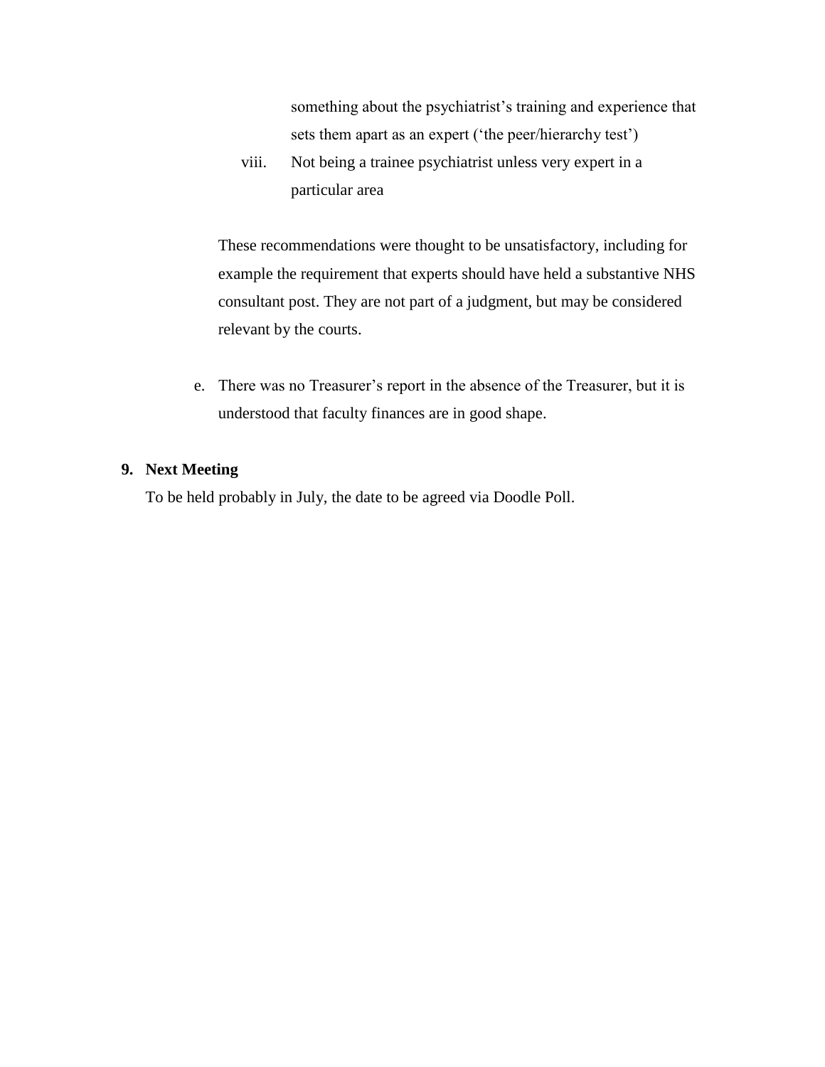something about the psychiatrist's training and experience that sets them apart as an expert ('the peer/hierarchy test')

viii. Not being a trainee psychiatrist unless very expert in a particular area

These recommendations were thought to be unsatisfactory, including for example the requirement that experts should have held a substantive NHS consultant post. They are not part of a judgment, but may be considered relevant by the courts.

e. There was no Treasurer's report in the absence of the Treasurer, but it is understood that faculty finances are in good shape.

**9. Next Meeting**

To be held probably in July, the date to be agreed via Doodle Poll.